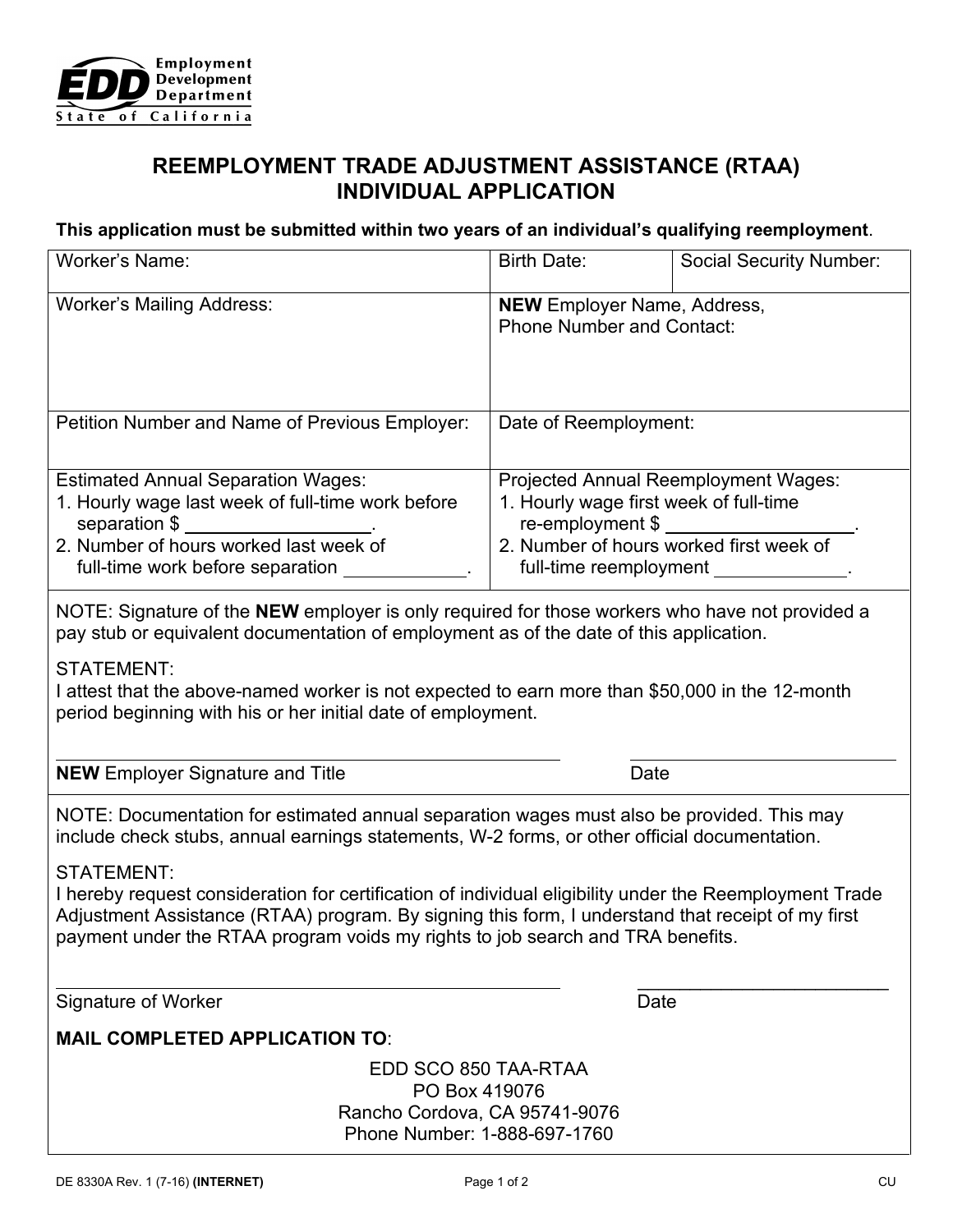Employment Development Department
State of California

# REEMPLOYMENT TRADE ADJUSTMENT ASSISTANCE (RTAA) INDIVIDUAL APPLICATION

**This application must be submitted within two years of an individual's qualifying reemployment**.

| Worker's Name: | Birth Date: | Social Security Number: |
|---|---|---|
| Worker's Mailing Address: | **NEW** Employer Name, Address, Phone Number and Contact: | |
| Petition Number and Name of Previous Employer: | Date of Reemployment: | |
| Estimated Annual Separation Wages:<br>1. Hourly wage last week of full-time work before separation $ ________.<br>2. Number of hours worked last week of full-time work before separation ________. | Projected Annual Reemployment Wages:<br>1. Hourly wage first week of full-time re-employment $ ________.<br>2. Number of hours worked first week of full-time reemployment ________. | |

NOTE: Signature of the **NEW** employer is only required for those workers who have not provided a pay stub or equivalent documentation of employment as of the date of this application.

STATEMENT:
I attest that the above-named worker is not expected to earn more than $50,000 in the 12-month period beginning with his or her initial date of employment.

______________________________ ______________
**NEW** Employer Signature and Title Date

NOTE: Documentation for estimated annual separation wages must also be provided. This may include check stubs, annual earnings statements, W-2 forms, or other official documentation.

STATEMENT:
I hereby request consideration for certification of individual eligibility under the Reemployment Trade Adjustment Assistance (RTAA) program. By signing this form, I understand that receipt of my first payment under the RTAA program voids my rights to job search and TRA benefits.

______________________________ ______________
Signature of Worker Date

**MAIL COMPLETED APPLICATION TO**:

EDD SCO 850 TAA-RTAA
PO Box 419076
Rancho Cordova, CA 95741-9076
Phone Number: 1-888-697-1760

DE 8330A Rev. 1 (7-16) **(INTERNET)** CU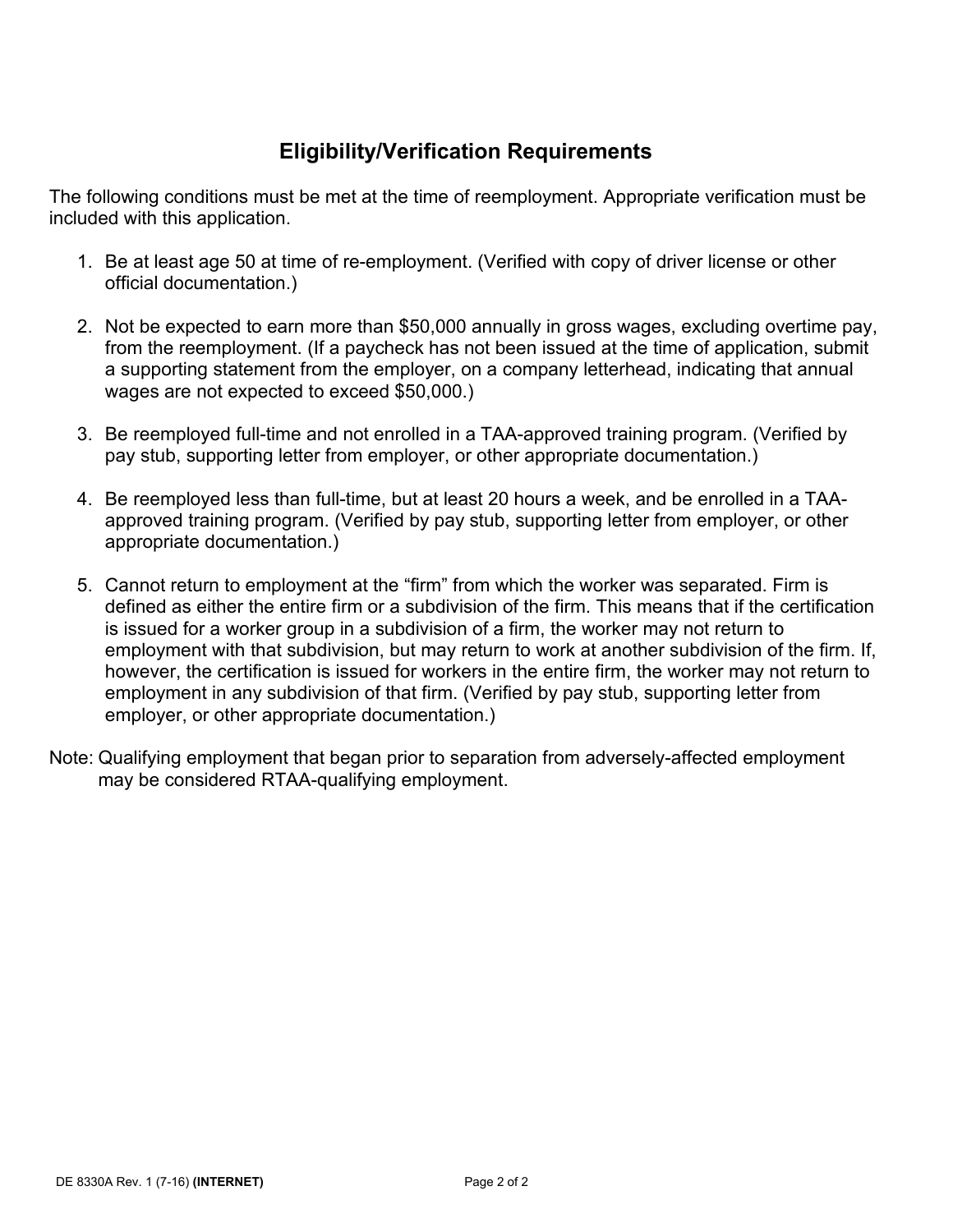## Eligibility/Verification Requirements

The following conditions must be met at the time of reemployment. Appropriate verification must be included with this application.

1. Be at least age 50 at time of re-employment. (Verified with copy of driver license or other official documentation.)

2. Not be expected to earn more than $50,000 annually in gross wages, excluding overtime pay, from the reemployment. (If a paycheck has not been issued at the time of application, submit a supporting statement from the employer, on a company letterhead, indicating that annual wages are not expected to exceed $50,000.)

3. Be reemployed full-time and not enrolled in a TAA-approved training program. (Verified by pay stub, supporting letter from employer, or other appropriate documentation.)

4. Be reemployed less than full-time, but at least 20 hours a week, and be enrolled in a TAA-approved training program. (Verified by pay stub, supporting letter from employer, or other appropriate documentation.)

5. Cannot return to employment at the “firm” from which the worker was separated. Firm is defined as either the entire firm or a subdivision of the firm. This means that if the certification is issued for a worker group in a subdivision of a firm, the worker may not return to employment with that subdivision, but may return to work at another subdivision of the firm. If, however, the certification is issued for workers in the entire firm, the worker may not return to employment in any subdivision of that firm. (Verified by pay stub, supporting letter from employer, or other appropriate documentation.)

Note: Qualifying employment that began prior to separation from adversely-affected employment may be considered RTAA-qualifying employment.

DE 8330A Rev. 1 (7-16) **(INTERNET)**